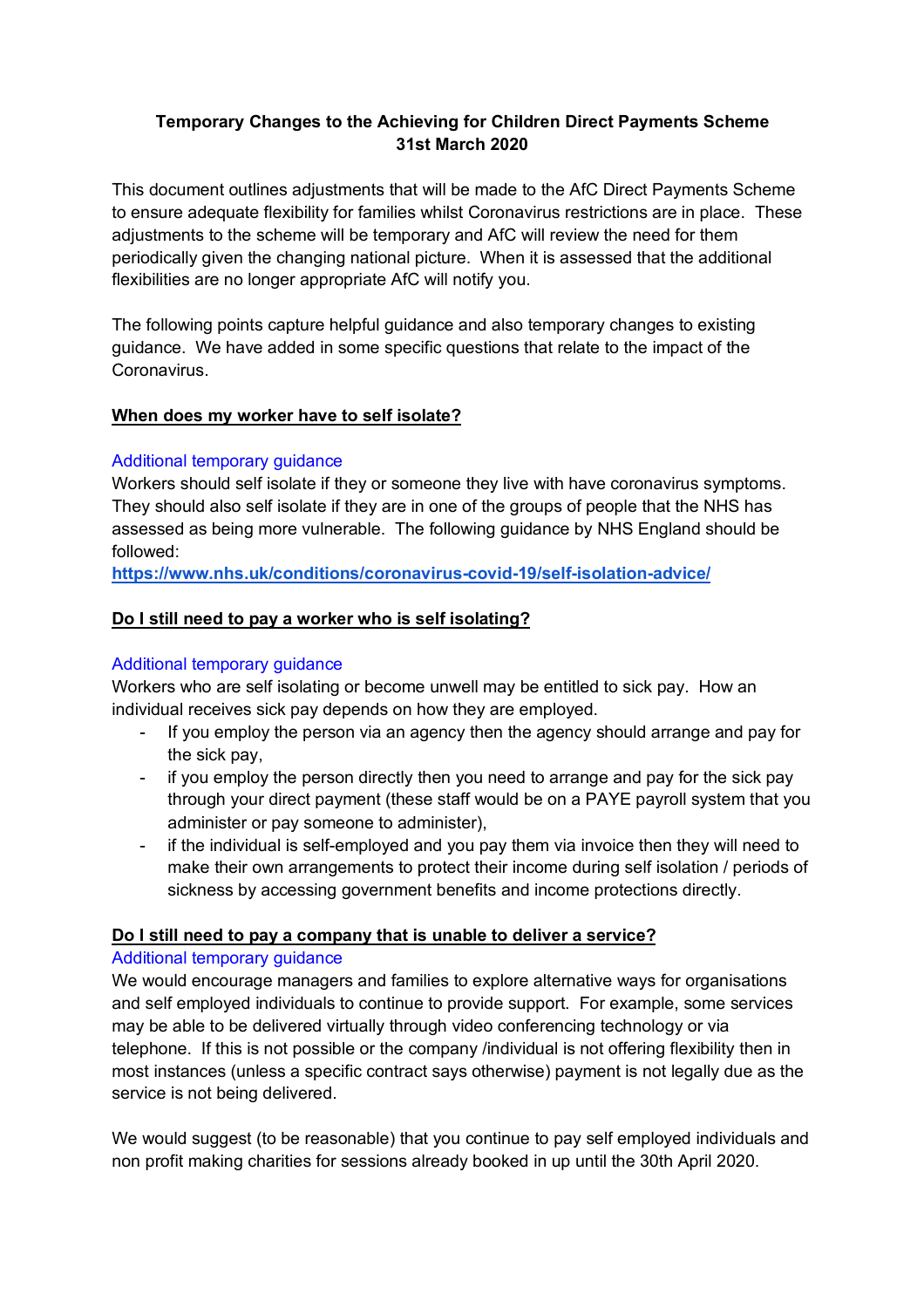# Temporary Changes to the Achieving for Children Direct Payments Scheme
**31st March 2020**

This document outlines adjustments that will be made to the AfC Direct Payments Scheme to ensure adequate flexibility for families whilst Coronavirus restrictions are in place. These adjustments to the scheme will be temporary and AfC will review the need for them periodically given the changing national picture. When it is assessed that the additional flexibilities are no longer appropriate AfC will notify you.

The following points capture helpful guidance and also temporary changes to existing guidance. We have added in some specific questions that relate to the impact of the Coronavirus.

## When does my worker have to self isolate?

Additional temporary guidance

Workers should self isolate if they or someone they live with have coronavirus symptoms. They should also self isolate if they are in one of the groups of people that the NHS has assessed as being more vulnerable. The following guidance by NHS England should be followed:

**https://www.nhs.uk/conditions/coronavirus-covid-19/self-isolation-advice/**

## Do I still need to pay a worker who is self isolating?

Additional temporary guidance

Workers who are self isolating or become unwell may be entitled to sick pay. How an individual receives sick pay depends on how they are employed.

- If you employ the person via an agency then the agency should arrange and pay for the sick pay,
- if you employ the person directly then you need to arrange and pay for the sick pay through your direct payment (these staff would be on a PAYE payroll system that you administer or pay someone to administer),
- if the individual is self-employed and you pay them via invoice then they will need to make their own arrangements to protect their income during self isolation / periods of sickness by accessing government benefits and income protections directly.

## Do I still need to pay a company that is unable to deliver a service?

Additional temporary guidance

We would encourage managers and families to explore alternative ways for organisations and self employed individuals to continue to provide support. For example, some services may be able to be delivered virtually through video conferencing technology or via telephone. If this is not possible or the company /individual is not offering flexibility then in most instances (unless a specific contract says otherwise) payment is not legally due as the service is not being delivered.

We would suggest (to be reasonable) that you continue to pay self employed individuals and non profit making charities for sessions already booked in up until the 30th April 2020.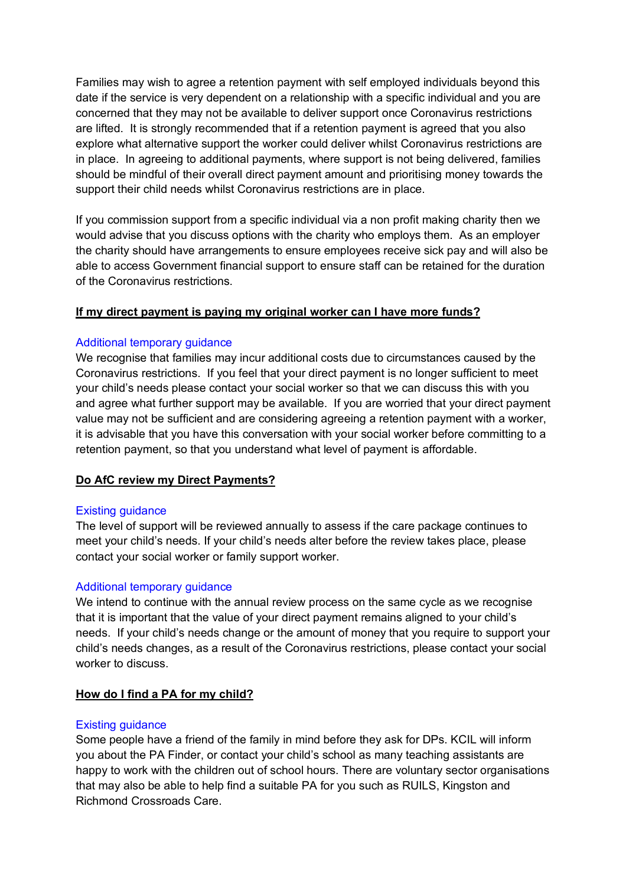Families may wish to agree a retention payment with self employed individuals beyond this date if the service is very dependent on a relationship with a specific individual and you are concerned that they may not be available to deliver support once Coronavirus restrictions are lifted. It is strongly recommended that if a retention payment is agreed that you also explore what alternative support the worker could deliver whilst Coronavirus restrictions are in place. In agreeing to additional payments, where support is not being delivered, families should be mindful of their overall direct payment amount and prioritising money towards the support their child needs whilst Coronavirus restrictions are in place.

If you commission support from a specific individual via a non profit making charity then we would advise that you discuss options with the charity who employs them. As an employer the charity should have arrangements to ensure employees receive sick pay and will also be able to access Government financial support to ensure staff can be retained for the duration of the Coronavirus restrictions.

## **If my direct payment is paying my original worker can I have more funds?**

Additional temporary guidance

We recognise that families may incur additional costs due to circumstances caused by the Coronavirus restrictions. If you feel that your direct payment is no longer sufficient to meet your child's needs please contact your social worker so that we can discuss this with you and agree what further support may be available. If you are worried that your direct payment value may not be sufficient and are considering agreeing a retention payment with a worker, it is advisable that you have this conversation with your social worker before committing to a retention payment, so that you understand what level of payment is affordable.

## **Do AfC review my Direct Payments?**

Existing guidance

The level of support will be reviewed annually to assess if the care package continues to meet your child's needs. If your child's needs alter before the review takes place, please contact your social worker or family support worker.

Additional temporary guidance

We intend to continue with the annual review process on the same cycle as we recognise that it is important that the value of your direct payment remains aligned to your child's needs. If your child's needs change or the amount of money that you require to support your child's needs changes, as a result of the Coronavirus restrictions, please contact your social worker to discuss.

## **How do I find a PA for my child?**

Existing guidance

Some people have a friend of the family in mind before they ask for DPs. KCIL will inform you about the PA Finder, or contact your child's school as many teaching assistants are happy to work with the children out of school hours. There are voluntary sector organisations that may also be able to help find a suitable PA for you such as RUILS, Kingston and Richmond Crossroads Care.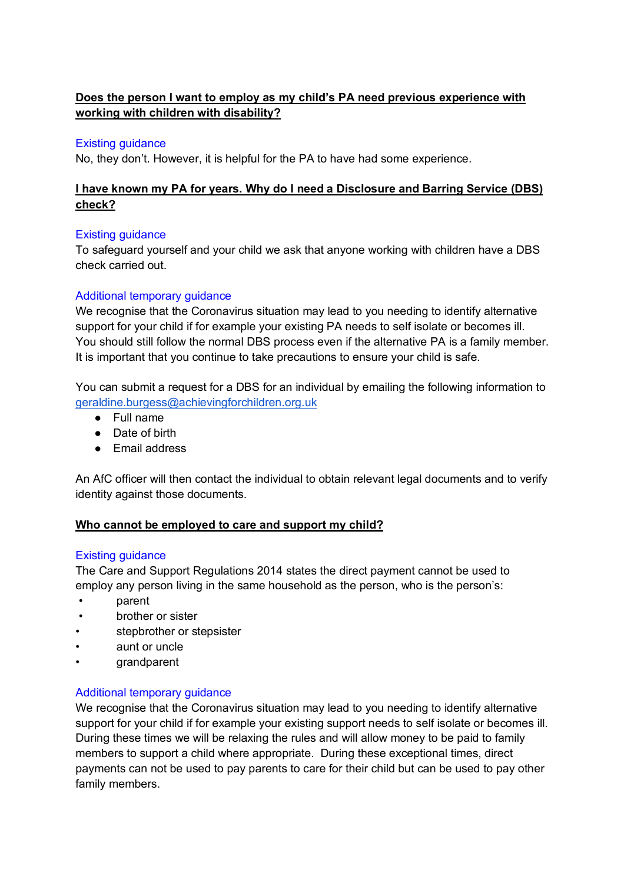**Does the person I want to employ as my child's PA need previous experience with working with children with disability?**

Existing guidance

No, they don't. However, it is helpful for the PA to have had some experience.

**I have known my PA for years. Why do I need a Disclosure and Barring Service (DBS) check?**

Existing guidance

To safeguard yourself and your child we ask that anyone working with children have a DBS check carried out.

Additional temporary guidance

We recognise that the Coronavirus situation may lead to you needing to identify alternative support for your child if for example your existing PA needs to self isolate or becomes ill. You should still follow the normal DBS process even if the alternative PA is a family member. It is important that you continue to take precautions to ensure your child is safe.

You can submit a request for a DBS for an individual by emailing the following information to geraldine.burgess@achievingforchildren.org.uk

- Full name
- Date of birth
- Email address

An AfC officer will then contact the individual to obtain relevant legal documents and to verify identity against those documents.

**Who cannot be employed to care and support my child?**

Existing guidance

The Care and Support Regulations 2014 states the direct payment cannot be used to employ any person living in the same household as the person, who is the person's:

- parent
- brother or sister
- stepbrother or stepsister
- aunt or uncle
- grandparent

Additional temporary guidance

We recognise that the Coronavirus situation may lead to you needing to identify alternative support for your child if for example your existing support needs to self isolate or becomes ill. During these times we will be relaxing the rules and will allow money to be paid to family members to support a child where appropriate. During these exceptional times, direct payments can not be used to pay parents to care for their child but can be used to pay other family members.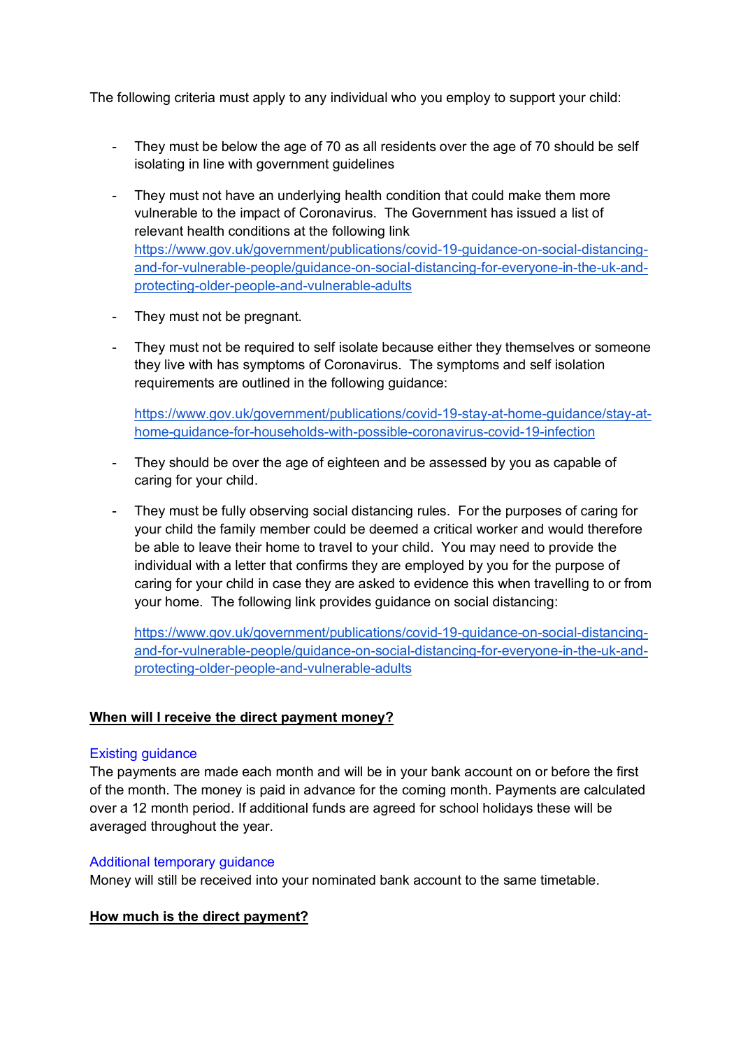The following criteria must apply to any individual who you employ to support your child:

- They must be below the age of 70 as all residents over the age of 70 should be self isolating in line with government guidelines

- They must not have an underlying health condition that could make them more vulnerable to the impact of Coronavirus. The Government has issued a list of relevant health conditions at the following link [https://www.gov.uk/government/publications/covid-19-guidance-on-social-distancing-and-for-vulnerable-people/guidance-on-social-distancing-for-everyone-in-the-uk-and-protecting-older-people-and-vulnerable-adults](https://www.gov.uk/government/publications/covid-19-guidance-on-social-distancing-and-for-vulnerable-people/guidance-on-social-distancing-for-everyone-in-the-uk-and-protecting-older-people-and-vulnerable-adults)

- They must not be pregnant.

- They must not be required to self isolate because either they themselves or someone they live with has symptoms of Coronavirus. The symptoms and self isolation requirements are outlined in the following guidance:

  [https://www.gov.uk/government/publications/covid-19-stay-at-home-guidance/stay-at-home-guidance-for-households-with-possible-coronavirus-covid-19-infection](https://www.gov.uk/government/publications/covid-19-stay-at-home-guidance/stay-at-home-guidance-for-households-with-possible-coronavirus-covid-19-infection)

- They should be over the age of eighteen and be assessed by you as capable of caring for your child.

- They must be fully observing social distancing rules. For the purposes of caring for your child the family member could be deemed a critical worker and would therefore be able to leave their home to travel to your child. You may need to provide the individual with a letter that confirms they are employed by you for the purpose of caring for your child in case they are asked to evidence this when travelling to or from your home. The following link provides guidance on social distancing:

  [https://www.gov.uk/government/publications/covid-19-guidance-on-social-distancing-and-for-vulnerable-people/guidance-on-social-distancing-for-everyone-in-the-uk-and-protecting-older-people-and-vulnerable-adults](https://www.gov.uk/government/publications/covid-19-guidance-on-social-distancing-and-for-vulnerable-people/guidance-on-social-distancing-for-everyone-in-the-uk-and-protecting-older-people-and-vulnerable-adults)

## When will I receive the direct payment money?

### Existing guidance

The payments are made each month and will be in your bank account on or before the first of the month. The money is paid in advance for the coming month. Payments are calculated over a 12 month period. If additional funds are agreed for school holidays these will be averaged throughout the year.

### Additional temporary guidance

Money will still be received into your nominated bank account to the same timetable.

## How much is the direct payment?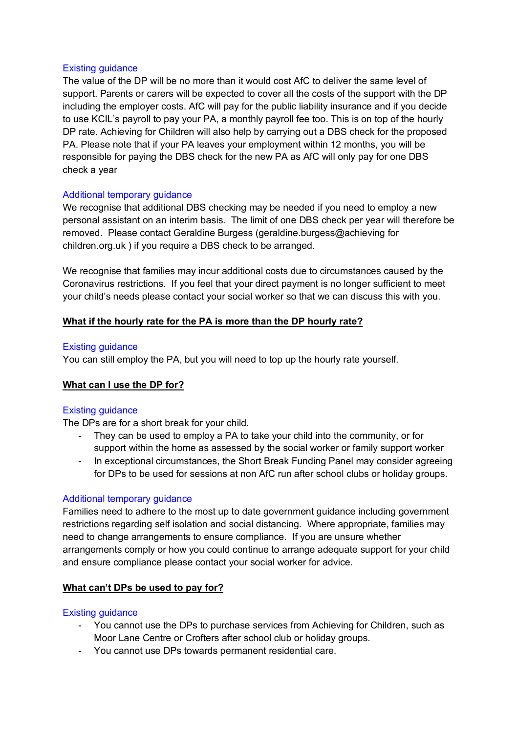Existing guidance

The value of the DP will be no more than it would cost AfC to deliver the same level of support. Parents or carers will be expected to cover all the costs of the support with the DP including the employer costs. AfC will pay for the public liability insurance and if you decide to use KCIL's payroll to pay your PA, a monthly payroll fee too. This is on top of the hourly DP rate. Achieving for Children will also help by carrying out a DBS check for the proposed PA. Please note that if your PA leaves your employment within 12 months, you will be responsible for paying the DBS check for the new PA as AfC will only pay for one DBS check a year

Additional temporary guidance

We recognise that additional DBS checking may be needed if you need to employ a new personal assistant on an interim basis. The limit of one DBS check per year will therefore be removed. Please contact Geraldine Burgess (geraldine.burgess@achieving for children.org.uk ) if you require a DBS check to be arranged.

We recognise that families may incur additional costs due to circumstances caused by the Coronavirus restrictions. If you feel that your direct payment is no longer sufficient to meet your child's needs please contact your social worker so that we can discuss this with you.

## What if the hourly rate for the PA is more than the DP hourly rate?

Existing guidance

You can still employ the PA, but you will need to top up the hourly rate yourself.

## What can I use the DP for?

Existing guidance

The DPs are for a short break for your child.

- They can be used to employ a PA to take your child into the community, or for support within the home as assessed by the social worker or family support worker
- In exceptional circumstances, the Short Break Funding Panel may consider agreeing for DPs to be used for sessions at non AfC run after school clubs or holiday groups.

Additional temporary guidance

Families need to adhere to the most up to date government guidance including government restrictions regarding self isolation and social distancing. Where appropriate, families may need to change arrangements to ensure compliance. If you are unsure whether arrangements comply or how you could continue to arrange adequate support for your child and ensure compliance please contact your social worker for advice.

## What can't DPs be used to pay for?

Existing guidance

- You cannot use the DPs to purchase services from Achieving for Children, such as Moor Lane Centre or Crofters after school club or holiday groups.
- You cannot use DPs towards permanent residential care.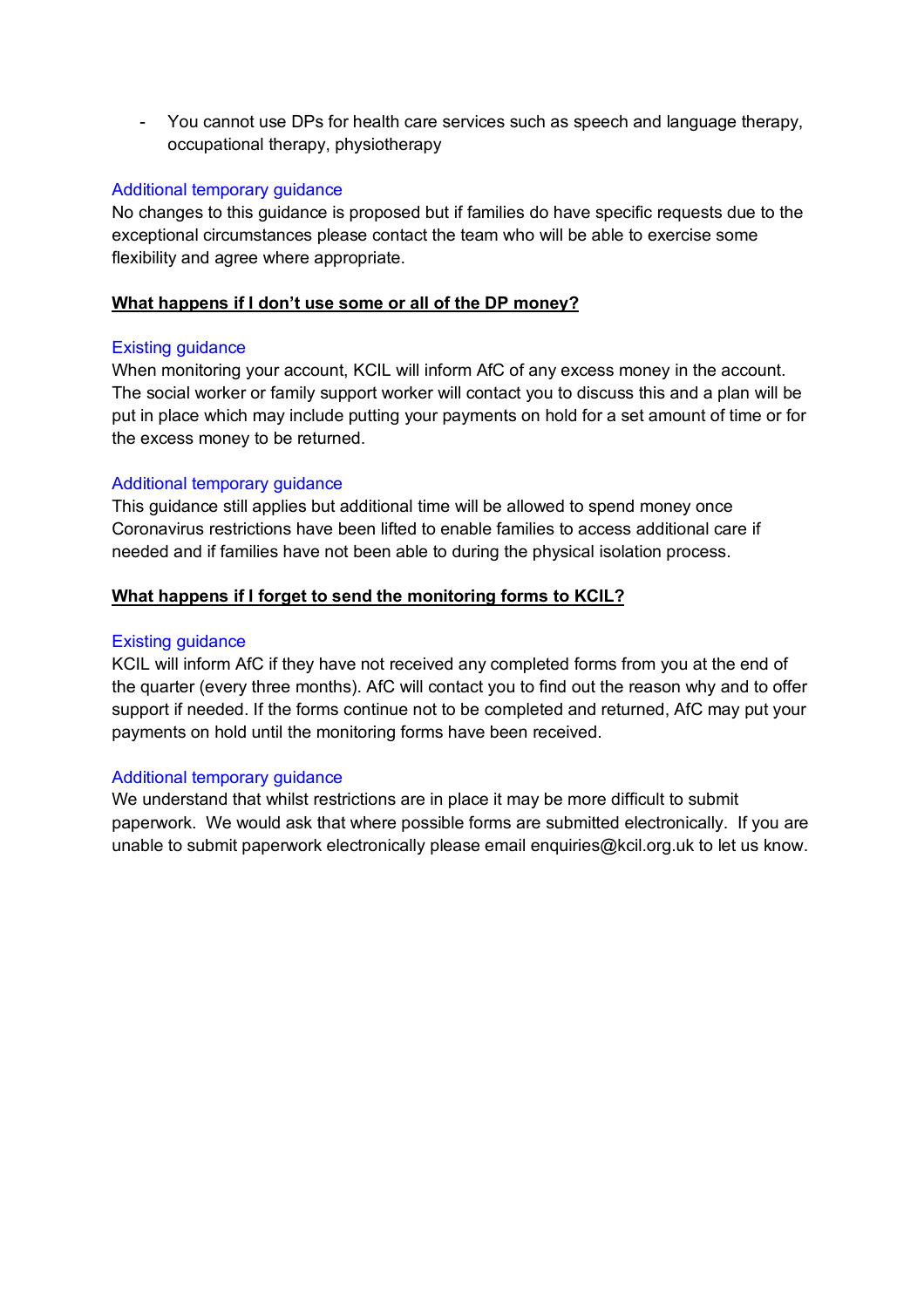- You cannot use DPs for health care services such as speech and language therapy, occupational therapy, physiotherapy

Additional temporary guidance

No changes to this guidance is proposed but if families do have specific requests due to the exceptional circumstances please contact the team who will be able to exercise some flexibility and agree where appropriate.

**What happens if I don't use some or all of the DP money?**

Existing guidance

When monitoring your account, KCIL will inform AfC of any excess money in the account. The social worker or family support worker will contact you to discuss this and a plan will be put in place which may include putting your payments on hold for a set amount of time or for the excess money to be returned.

Additional temporary guidance

This guidance still applies but additional time will be allowed to spend money once Coronavirus restrictions have been lifted to enable families to access additional care if needed and if families have not been able to during the physical isolation process.

**What happens if I forget to send the monitoring forms to KCIL?**

Existing guidance

KCIL will inform AfC if they have not received any completed forms from you at the end of the quarter (every three months). AfC will contact you to find out the reason why and to offer support if needed. If the forms continue not to be completed and returned, AfC may put your payments on hold until the monitoring forms have been received.

Additional temporary guidance

We understand that whilst restrictions are in place it may be more difficult to submit paperwork. We would ask that where possible forms are submitted electronically. If you are unable to submit paperwork electronically please email enquiries@kcil.org.uk to let us know.